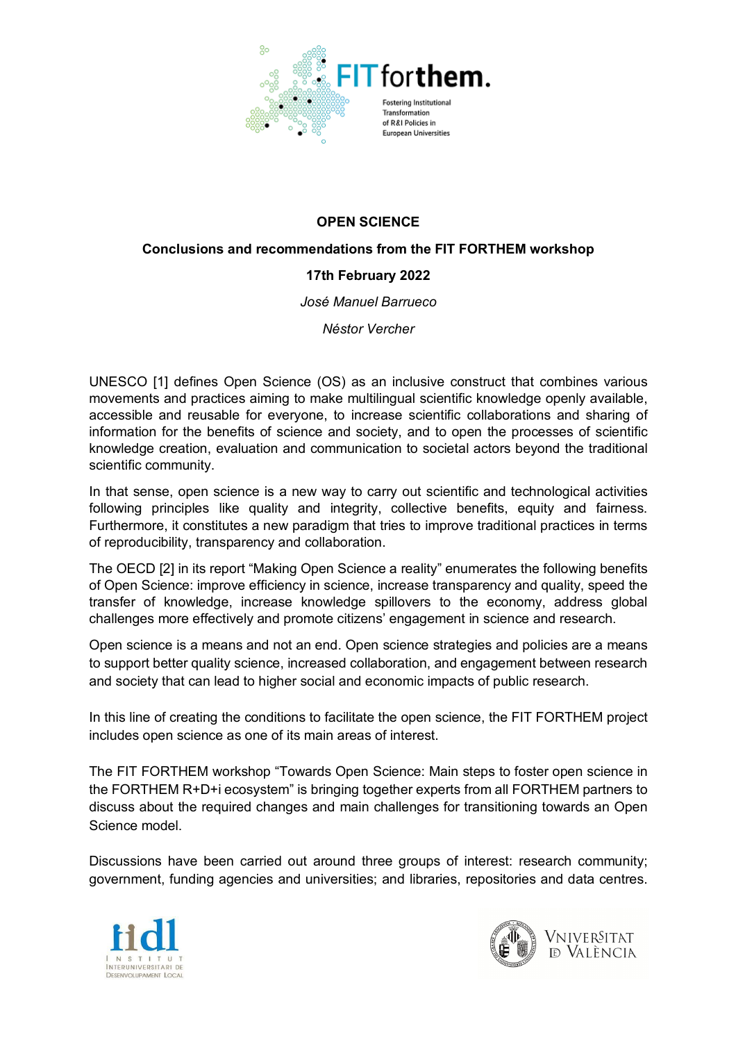# OPEN SCIENCE

## Conclusions and recommendations from the FIT FORTHEM workshop

**17th February 2022**

*José Manuel Barrueco*

*Néstor Vercher*

UNESCO [1] defines Open Science (OS) as an inclusive construct that combines various movements and practices aiming to make multilingual scientific knowledge openly available, accessible and reusable for everyone, to increase scientific collaborations and sharing of information for the benefits of science and society, and to open the processes of scientific knowledge creation, evaluation and communication to societal actors beyond the traditional scientific community.

In that sense, open science is a new way to carry out scientific and technological activities following principles like quality and integrity, collective benefits, equity and fairness. Furthermore, it constitutes a new paradigm that tries to improve traditional practices in terms of reproducibility, transparency and collaboration.

The OECD [2] in its report "Making Open Science a reality" enumerates the following benefits of Open Science: improve efficiency in science, increase transparency and quality, speed the transfer of knowledge, increase knowledge spillovers to the economy, address global challenges more effectively and promote citizens' engagement in science and research.

Open science is a means and not an end. Open science strategies and policies are a means to support better quality science, increased collaboration, and engagement between research and society that can lead to higher social and economic impacts of public research.

In this line of creating the conditions to facilitate the open science, the FIT FORTHEM project includes open science as one of its main areas of interest.

The FIT FORTHEM workshop "Towards Open Science: Main steps to foster open science in the FORTHEM R+D+i ecosystem" is bringing together experts from all FORTHEM partners to discuss about the required changes and main challenges for transitioning towards an Open Science model.

Discussions have been carried out around three groups of interest: research community; government, funding agencies and universities; and libraries, repositories and data centres.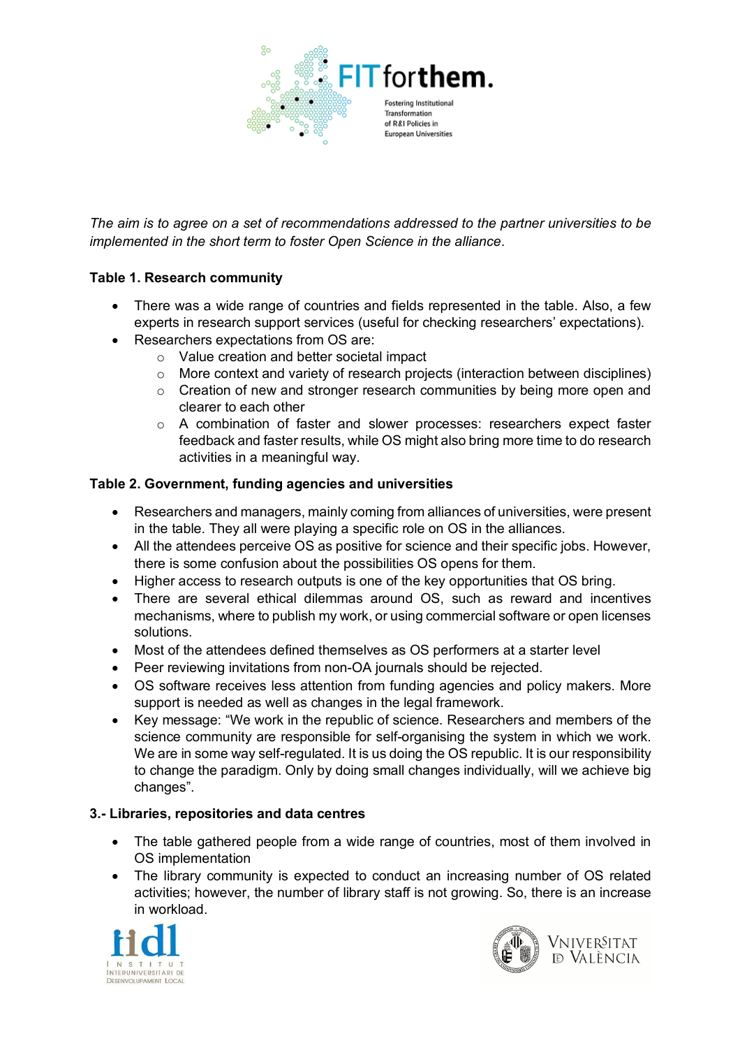*The aim is to agree on a set of recommendations addressed to the partner universities to be implemented in the short term to foster Open Science in the alliance.*

**Table 1. Research community**

- There was a wide range of countries and fields represented in the table. Also, a few experts in research support services (useful for checking researchers' expectations).
- Researchers expectations from OS are:
    - Value creation and better societal impact
    - More context and variety of research projects (interaction between disciplines)
    - Creation of new and stronger research communities by being more open and clearer to each other
    - A combination of faster and slower processes: researchers expect faster feedback and faster results, while OS might also bring more time to do research activities in a meaningful way.

**Table 2. Government, funding agencies and universities**

- Researchers and managers, mainly coming from alliances of universities, were present in the table. They all were playing a specific role on OS in the alliances.
- All the attendees perceive OS as positive for science and their specific jobs. However, there is some confusion about the possibilities OS opens for them.
- Higher access to research outputs is one of the key opportunities that OS bring.
- There are several ethical dilemmas around OS, such as reward and incentives mechanisms, where to publish my work, or using commercial software or open licenses solutions.
- Most of the attendees defined themselves as OS performers at a starter level
- Peer reviewing invitations from non-OA journals should be rejected.
- OS software receives less attention from funding agencies and policy makers. More support is needed as well as changes in the legal framework.
- Key message: "We work in the republic of science. Researchers and members of the science community are responsible for self-organising the system in which we work. We are in some way self-regulated. It is us doing the OS republic. It is our responsibility to change the paradigm. Only by doing small changes individually, will we achieve big changes".

**3.- Libraries, repositories and data centres**

- The table gathered people from a wide range of countries, most of them involved in OS implementation
- The library community is expected to conduct an increasing number of OS related activities; however, the number of library staff is not growing. So, there is an increase in workload.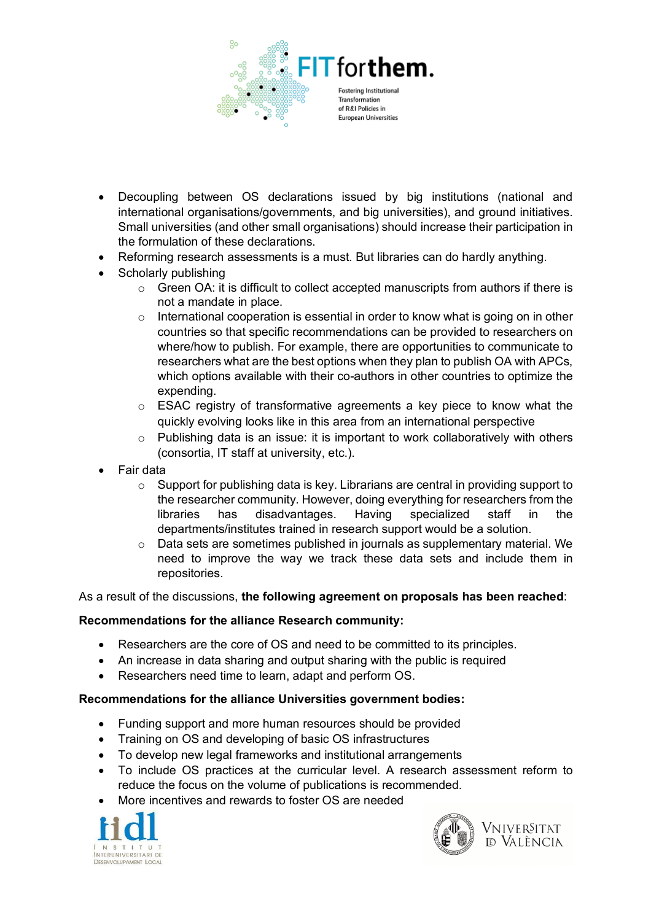- Decoupling between OS declarations issued by big institutions (national and international organisations/governments, and big universities), and ground initiatives. Small universities (and other small organisations) should increase their participation in the formulation of these declarations.
- Reforming research assessments is a must. But libraries can do hardly anything.
- Scholarly publishing
    - Green OA: it is difficult to collect accepted manuscripts from authors if there is not a mandate in place.
    - International cooperation is essential in order to know what is going on in other countries so that specific recommendations can be provided to researchers on where/how to publish. For example, there are opportunities to communicate to researchers what are the best options when they plan to publish OA with APCs, which options available with their co-authors in other countries to optimize the expending.
    - ESAC registry of transformative agreements a key piece to know what the quickly evolving looks like in this area from an international perspective
    - Publishing data is an issue: it is important to work collaboratively with others (consortia, IT staff at university, etc.).
- Fair data
    - Support for publishing data is key. Librarians are central in providing support to the researcher community. However, doing everything for researchers from the libraries has disadvantages. Having specialized staff in the departments/institutes trained in research support would be a solution.
    - Data sets are sometimes published in journals as supplementary material. We need to improve the way we track these data sets and include them in repositories.

As a result of the discussions, **the following agreement on proposals has been reached**:

**Recommendations for the alliance Research community:**

- Researchers are the core of OS and need to be committed to its principles.
- An increase in data sharing and output sharing with the public is required
- Researchers need time to learn, adapt and perform OS.

**Recommendations for the alliance Universities government bodies:**

- Funding support and more human resources should be provided
- Training on OS and developing of basic OS infrastructures
- To develop new legal frameworks and institutional arrangements
- To include OS practices at the curricular level. A research assessment reform to reduce the focus on the volume of publications is recommended.
- More incentives and rewards to foster OS are needed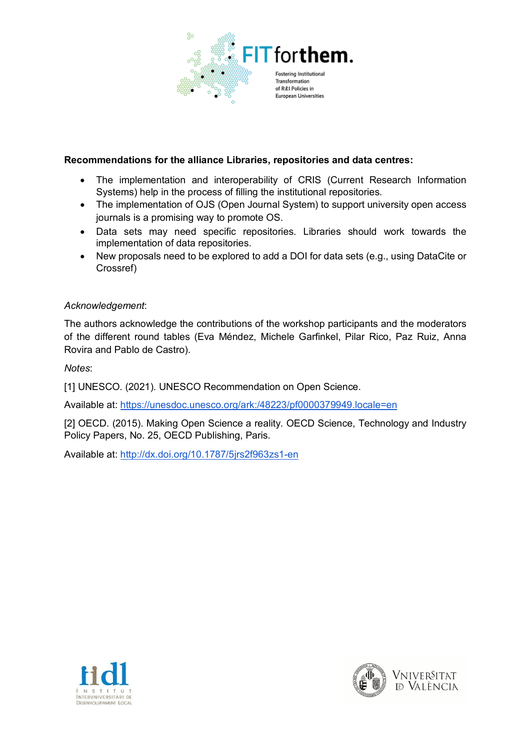**Recommendations for the alliance Libraries, repositories and data centres:**

- The implementation and interoperability of CRIS (Current Research Information Systems) help in the process of filling the institutional repositories.
- The implementation of OJS (Open Journal System) to support university open access journals is a promising way to promote OS.
- Data sets may need specific repositories. Libraries should work towards the implementation of data repositories.
- New proposals need to be explored to add a DOI for data sets (e.g., using DataCite or Crossref)

*Acknowledgement*:

The authors acknowledge the contributions of the workshop participants and the moderators of the different round tables (Eva Méndez, Michele Garfinkel, Pilar Rico, Paz Ruiz, Anna Rovira and Pablo de Castro).

*Notes*:

[1] UNESCO. (2021). UNESCO Recommendation on Open Science.

Available at: https://unesdoc.unesco.org/ark:/48223/pf0000379949.locale=en

[2] OECD. (2015). Making Open Science a reality. OECD Science, Technology and Industry Policy Papers, No. 25, OECD Publishing, Paris.

Available at: http://dx.doi.org/10.1787/5jrs2f963zs1-en